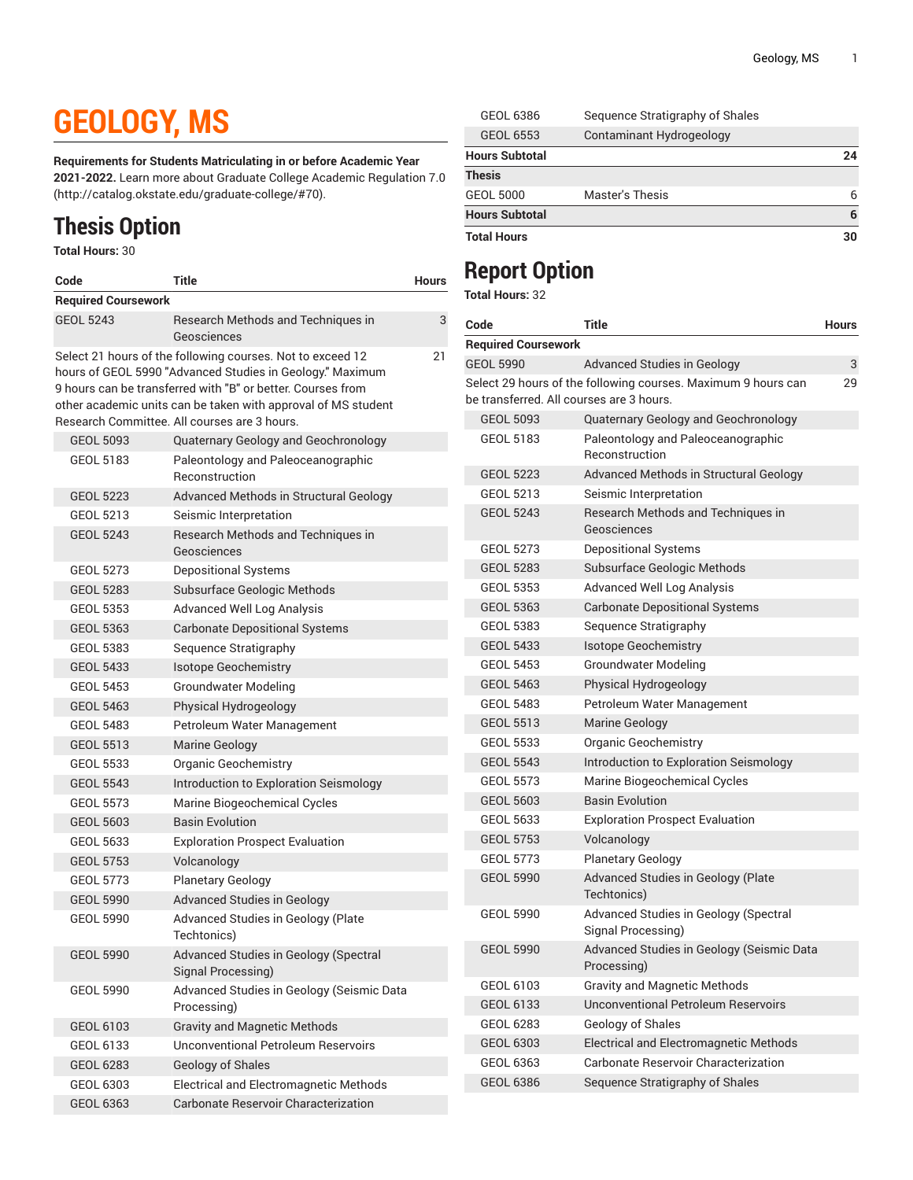# GEOLOGY, MS

**Requirements for Students Matriculating in or before Academic Year 2021-2022.** Learn more about Graduate College Academic Regulation 7.0 (http://catalog.okstate.edu/graduate-college/#70).

## Thesis Option

**Total Hours:** 30

| Code | Title | Hours |
|---|---|---|
| **Required Coursework** | | |
| GEOL 5243 | Research Methods and Techniques in Geosciences | 3 |
| Select 21 hours of the following courses. Not to exceed 12 hours of GEOL 5990 "Advanced Studies in Geology." Maximum 9 hours can be transferred with "B" or better. Courses from other academic units can be taken with approval of MS student Research Committee. All courses are 3 hours. | | 21 |
| GEOL 5093 | Quaternary Geology and Geochronology | |
| GEOL 5183 | Paleontology and Paleoceanographic Reconstruction | |
| GEOL 5223 | Advanced Methods in Structural Geology | |
| GEOL 5213 | Seismic Interpretation | |
| GEOL 5243 | Research Methods and Techniques in Geosciences | |
| GEOL 5273 | Depositional Systems | |
| GEOL 5283 | Subsurface Geologic Methods | |
| GEOL 5353 | Advanced Well Log Analysis | |
| GEOL 5363 | Carbonate Depositional Systems | |
| GEOL 5383 | Sequence Stratigraphy | |
| GEOL 5433 | Isotope Geochemistry | |
| GEOL 5453 | Groundwater Modeling | |
| GEOL 5463 | Physical Hydrogeology | |
| GEOL 5483 | Petroleum Water Management | |
| GEOL 5513 | Marine Geology | |
| GEOL 5533 | Organic Geochemistry | |
| GEOL 5543 | Introduction to Exploration Seismology | |
| GEOL 5573 | Marine Biogeochemical Cycles | |
| GEOL 5603 | Basin Evolution | |
| GEOL 5633 | Exploration Prospect Evaluation | |
| GEOL 5753 | Volcanology | |
| GEOL 5773 | Planetary Geology | |
| GEOL 5990 | Advanced Studies in Geology | |
| GEOL 5990 | Advanced Studies in Geology (Plate Techtonics) | |
| GEOL 5990 | Advanced Studies in Geology (Spectral Signal Processing) | |
| GEOL 5990 | Advanced Studies in Geology (Seismic Data Processing) | |
| GEOL 6103 | Gravity and Magnetic Methods | |
| GEOL 6133 | Unconventional Petroleum Reservoirs | |
| GEOL 6283 | Geology of Shales | |
| GEOL 6303 | Electrical and Electromagnetic Methods | |
| GEOL 6363 | Carbonate Reservoir Characterization | |
| GEOL 6386 | Sequence Stratigraphy of Shales | |
| GEOL 6553 | Contaminant Hydrogeology | |
| **Hours Subtotal** | | **24** |
| **Thesis** | | |
| GEOL 5000 | Master's Thesis | 6 |
| **Hours Subtotal** | | **6** |
| **Total Hours** | | **30** |

## Report Option

**Total Hours:** 32

| Code | Title | Hours |
|---|---|---|
| **Required Coursework** | | |
| GEOL 5990 | Advanced Studies in Geology | 3 |
| Select 29 hours of the following courses. Maximum 9 hours can be transferred. All courses are 3 hours. | | 29 |
| GEOL 5093 | Quaternary Geology and Geochronology | |
| GEOL 5183 | Paleontology and Paleoceanographic Reconstruction | |
| GEOL 5223 | Advanced Methods in Structural Geology | |
| GEOL 5213 | Seismic Interpretation | |
| GEOL 5243 | Research Methods and Techniques in Geosciences | |
| GEOL 5273 | Depositional Systems | |
| GEOL 5283 | Subsurface Geologic Methods | |
| GEOL 5353 | Advanced Well Log Analysis | |
| GEOL 5363 | Carbonate Depositional Systems | |
| GEOL 5383 | Sequence Stratigraphy | |
| GEOL 5433 | Isotope Geochemistry | |
| GEOL 5453 | Groundwater Modeling | |
| GEOL 5463 | Physical Hydrogeology | |
| GEOL 5483 | Petroleum Water Management | |
| GEOL 5513 | Marine Geology | |
| GEOL 5533 | Organic Geochemistry | |
| GEOL 5543 | Introduction to Exploration Seismology | |
| GEOL 5573 | Marine Biogeochemical Cycles | |
| GEOL 5603 | Basin Evolution | |
| GEOL 5633 | Exploration Prospect Evaluation | |
| GEOL 5753 | Volcanology | |
| GEOL 5773 | Planetary Geology | |
| GEOL 5990 | Advanced Studies in Geology (Plate Techtonics) | |
| GEOL 5990 | Advanced Studies in Geology (Spectral Signal Processing) | |
| GEOL 5990 | Advanced Studies in Geology (Seismic Data Processing) | |
| GEOL 6103 | Gravity and Magnetic Methods | |
| GEOL 6133 | Unconventional Petroleum Reservoirs | |
| GEOL 6283 | Geology of Shales | |
| GEOL 6303 | Electrical and Electromagnetic Methods | |
| GEOL 6363 | Carbonate Reservoir Characterization | |
| GEOL 6386 | Sequence Stratigraphy of Shales | |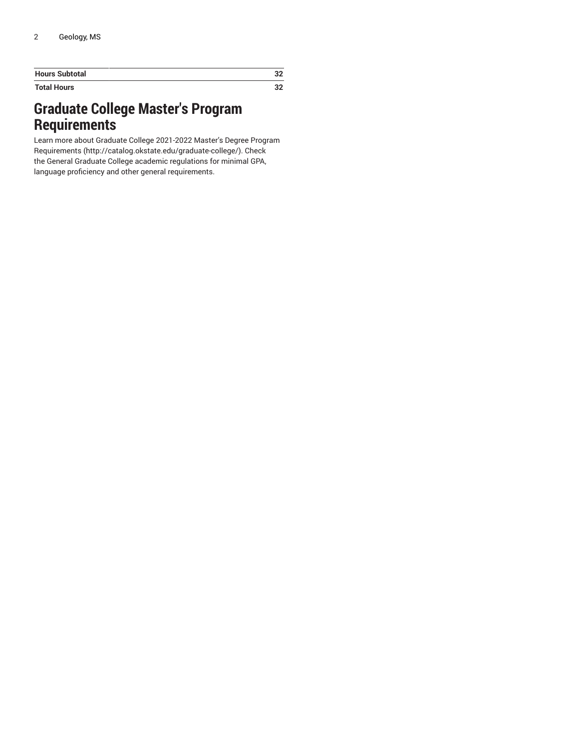| | |
|---|---|
| **Hours Subtotal** | **32** |
| **Total Hours** | **32** |

## Graduate College Master's Program Requirements

Learn more about Graduate College 2021-2022 Master's Degree Program Requirements (http://catalog.okstate.edu/graduate-college/). Check the General Graduate College academic regulations for minimal GPA, language proficiency and other general requirements.